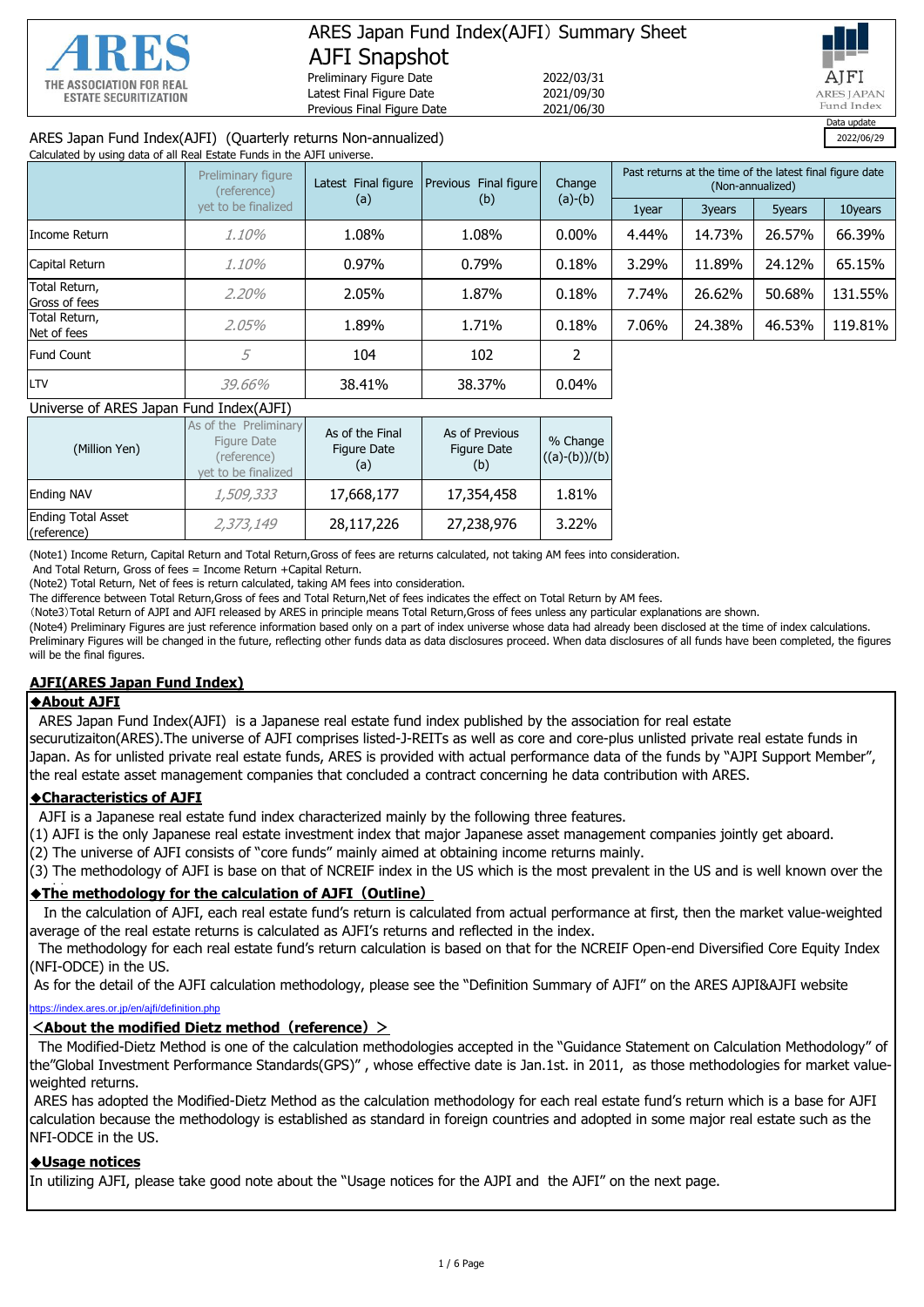# ARES Japan Fund Index(AJFI) Summary Sheet

## AJFI Snapshot

THE ASSOCIATION FOR REAL ESTATE SECURITIZATION

| | |
|---|---|
| Preliminary Figure Date | 2022/03/31 |
| Latest Final Figure Date | 2021/09/30 |
| Previous Final Figure Date | 2021/06/30 |

AJFI ARES JAPAN Fund Index

Data update 2022/06/29

ARES Japan Fund Index(AJFI) (Quarterly returns Non-annualized)

Calculated by using data of all Real Estate Funds in the AJFI universe.

| | Preliminary figure (reference) yet to be finalized | Latest Final figure (a) | Previous Final figure (b) | Change (a)-(b) | Past returns at the time of the latest final figure date (Non-annualized) | | | |
|---|---|---|---|---|---|---|---|---|
| | | | | | 1year | 3years | 5years | 10years |
| Income Return | 1.10% | 1.08% | 1.08% | 0.00% | 4.44% | 14.73% | 26.57% | 66.39% |
| Capital Return | 1.10% | 0.97% | 0.79% | 0.18% | 3.29% | 11.89% | 24.12% | 65.15% |
| Total Return, Gross of fees | 2.20% | 2.05% | 1.87% | 0.18% | 7.74% | 26.62% | 50.68% | 131.55% |
| Total Return, Net of fees | 2.05% | 1.89% | 1.71% | 0.18% | 7.06% | 24.38% | 46.53% | 119.81% |
| Fund Count | 5 | 104 | 102 | 2 | | | | |
| LTV | 39.66% | 38.41% | 38.37% | 0.04% | | | | |

Universe of ARES Japan Fund Index(AJFI)

| (Million Yen) | As of the Preliminary Figure Date (reference) yet to be finalized | As of the Final Figure Date (a) | As of Previous Figure Date (b) | % Change ((a)-(b))/(b) |
|---|---|---|---|---|
| Ending NAV | 1,509,333 | 17,668,177 | 17,354,458 | 1.81% |
| Ending Total Asset (reference) | 2,373,149 | 28,117,226 | 27,238,976 | 3.22% |

(Note1) Income Return, Capital Return and Total Return,Gross of fees are returns calculated, not taking AM fees into consideration.
And Total Return, Gross of fees = Income Return +Capital Return.
(Note2) Total Return, Net of fees is return calculated, taking AM fees into consideration.
The difference between Total Return,Gross of fees and Total Return,Net of fees indicates the effect on Total Return by AM fees.
(Note3)Total Return of AJPI and AJFI released by ARES in principle means Total Return,Gross of fees unless any particular explanations are shown.
(Note4) Preliminary Figures are just reference information based only on a part of index universe whose data had already been disclosed at the time of index calculations.
Preliminary Figures will be changed in the future, reflecting other funds data as data disclosures proceed. When data disclosures of all funds have been completed, the figures will be the final figures.

## AJFI(ARES Japan Fund Index)

### ◆About AJFI

ARES Japan Fund Index(AJFI) is a Japanese real estate fund index published by the association for real estate securitizaiton(ARES).The universe of AJFI comprises listed-J-REITs as well as core and core-plus unlisted private real estate funds in Japan. As for unlisted private real estate funds, ARES is provided with actual performance data of the funds by "AJPI Support Member", the real estate asset management companies that concluded a contract concerning he data contribution with ARES.

### ◆Characteristics of AJFI

AJFI is a Japanese real estate fund index characterized mainly by the following three features.
(1) AJFI is the only Japanese real estate investment index that major Japanese asset management companies jointly get aboard.
(2) The universe of AJFI consists of "core funds" mainly aimed at obtaining income returns mainly.
(3) The methodology of AJFI is base on that of NCREIF index in the US which is the most prevalent in the US and is well known over the

### ◆The methodology for the calculation of AJFI (Outline)

In the calculation of AJFI, each real estate fund's return is calculated from actual performance at first, then the market value-weighted average of the real estate returns is calculated as AJFI's returns and reflected in the index.
The methodology for each real estate fund's return calculation is based on that for the NCREIF Open-end Diversified Core Equity Index (NFI-ODCE) in the US.
As for the detail of the AJFI calculation methodology, please see the "Definition Summary of AJFI" on the ARES AJPI&AJFI website
https://index.ares.or.jp/en/ajfi/definition.php

### <About the modified Dietz method (reference) >

The Modified-Dietz Method is one of the calculation methodologies accepted in the "Guidance Statement on Calculation Methodology" of the"Global Investment Performance Standards(GPS)" , whose effective date is Jan.1st. in 2011, as those methodologies for market value-weighted returns.
ARES has adopted the Modified-Dietz Method as the calculation methodology for each real estate fund's return which is a base for AJFI calculation because the methodology is established as standard in foreign countries and adopted in some major real estate such as the NFI-ODCE in the US.

### ◆Usage notices

In utilizing AJFI, please take good note about the "Usage notices for the AJPI and the AJFI" on the next page.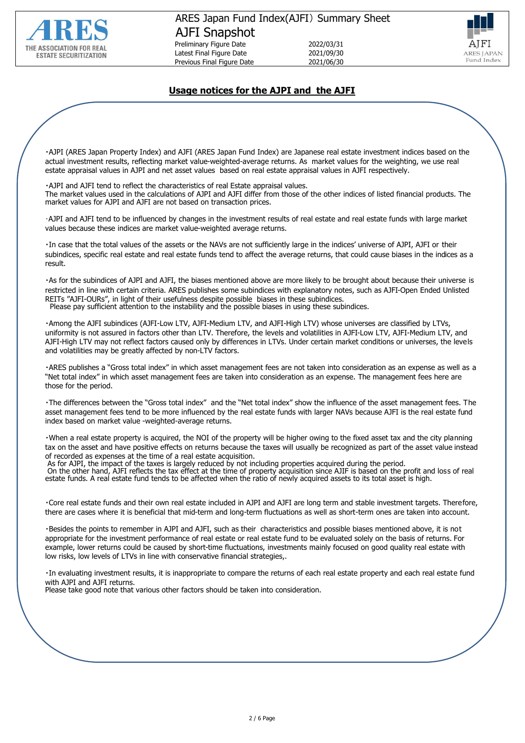## Usage notices for the AJPI and the AJFI

- ・AJPI (ARES Japan Property Index) and AJFI (ARES Japan Fund Index) are Japanese real estate investment indices based on the actual investment results, reflecting market value-weighted-average returns. As market values for the weighting, we use real estate appraisal values in AJPI and net asset values based on real estate appraisal values in AJFI respectively.

- ・AJPI and AJFI tend to reflect the characteristics of real Estate appraisal values.
The market values used in the calculations of AJPI and AJFI differ from those of the other indices of listed financial products. The market values for AJPI and AJFI are not based on transaction prices.

- ·AJPI and AJFI tend to be influenced by changes in the investment results of real estate and real estate funds with large market values because these indices are market value-weighted average returns.

- ・In case that the total values of the assets or the NAVs are not sufficiently large in the indices' universe of AJPI, AJFI or their subindices, specific real estate and real estate funds tend to affect the average returns, that could cause biases in the indices as a result.

- ・As for the subindices of AJPI and AJFI, the biases mentioned above are more likely to be brought about because their universe is restricted in line with certain criteria. ARES publishes some subindices with explanatory notes, such as AJFI-Open Ended Unlisted REITs "AJFI-OURs", in light of their usefulness despite possible biases in these subindices.
Please pay sufficient attention to the instability and the possible biases in using these subindices.

- ・Among the AJFI subindices (AJFI-Low LTV, AJFI-Medium LTV, and AJFI-High LTV) whose universes are classified by LTVs, uniformity is not assured in factors other than LTV. Therefore, the levels and volatilities in AJFI-Low LTV, AJFI-Medium LTV, and AJFI-High LTV may not reflect factors caused only by differences in LTVs. Under certain market conditions or universes, the levels and volatilities may be greatly affected by non-LTV factors.

- ・ARES publishes a "Gross total index" in which asset management fees are not taken into consideration as an expense as well as a "Net total index" in which asset management fees are taken into consideration as an expense. The management fees here are those for the period.

- ・The differences between the "Gross total index" and the "Net total index" show the influence of the asset management fees. The asset management fees tend to be more influenced by the real estate funds with larger NAVs because AJFI is the real estate fund index based on market value -weighted-average returns.

- ・When a real estate property is acquired, the NOI of the property will be higher owing to the fixed asset tax and the city planning tax on the asset and have positive effects on returns because the taxes will usually be recognized as part of the asset value instead of recorded as expenses at the time of a real estate acquisition.
As for AJPI, the impact of the taxes is largely reduced by not including properties acquired during the period.
On the other hand, AJFI reflects the tax effect at the time of property acquisition since AJIF is based on the profit and loss of real estate funds. A real estate fund tends to be affected when the ratio of newly acquired assets to its total asset is high.

- ・Core real estate funds and their own real estate included in AJPI and AJFI are long term and stable investment targets. Therefore, there are cases where it is beneficial that mid-term and long-term fluctuations as well as short-term ones are taken into account.

- ・Besides the points to remember in AJPI and AJFI, such as their characteristics and possible biases mentioned above, it is not appropriate for the investment performance of real estate or real estate fund to be evaluated solely on the basis of returns. For example, lower returns could be caused by short-time fluctuations, investments mainly focused on good quality real estate with low risks, low levels of LTVs in line with conservative financial strategies,.

- ・In evaluating investment results, it is inappropriate to compare the returns of each real estate property and each real estate fund with AJPI and AJFI returns.
Please take good note that various other factors should be taken into consideration.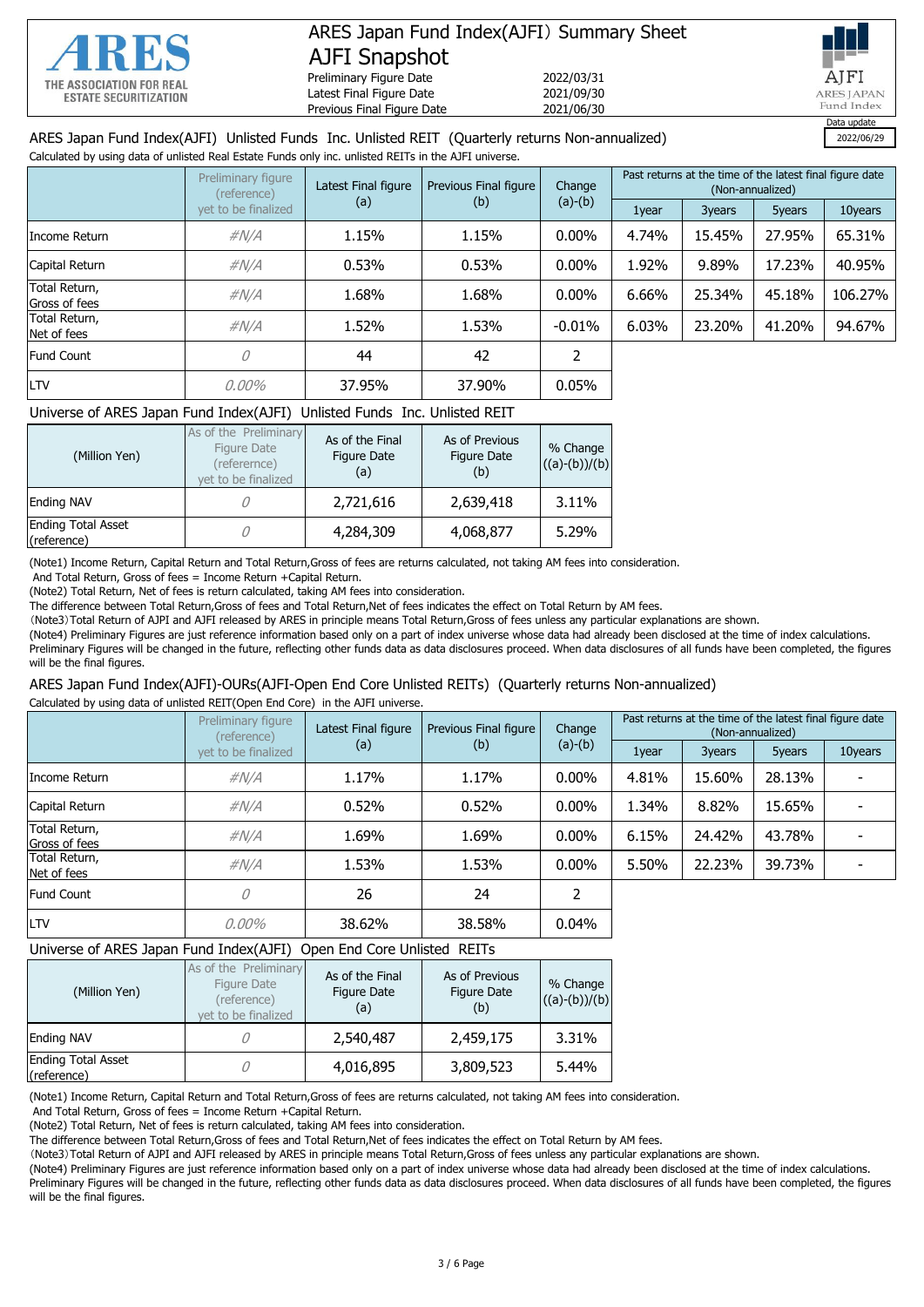# ARES Japan Fund Index(AJFI) Summary Sheet

## AJFI Snapshot

| | |
|---|---|
| Preliminary Figure Date | 2022/03/31 |
| Latest Final Figure Date | 2021/09/30 |
| Previous Final Figure Date | 2021/06/30 |

Data update 2022/06/29

### ARES Japan Fund Index(AJFI) Unlisted Funds Inc. Unlisted REIT (Quarterly returns Non-annualized)

Calculated by using data of unlisted Real Estate Funds only inc. unlisted REITs in the AJFI universe.

| | Preliminary figure (reference) yet to be finalized | Latest Final figure (a) | Previous Final figure (b) | Change (a)-(b) | Past returns at the time of the latest final figure date (Non-annualized) | | | |
|---|---|---|---|---|---|---|---|---|
| | | | | | 1year | 3years | 5years | 10years |
| Income Return | #N/A | 1.15% | 1.15% | 0.00% | 4.74% | 15.45% | 27.95% | 65.31% |
| Capital Return | #N/A | 0.53% | 0.53% | 0.00% | 1.92% | 9.89% | 17.23% | 40.95% |
| Total Return, Gross of fees | #N/A | 1.68% | 1.68% | 0.00% | 6.66% | 25.34% | 45.18% | 106.27% |
| Total Return, Net of fees | #N/A | 1.52% | 1.53% | -0.01% | 6.03% | 23.20% | 41.20% | 94.67% |
| Fund Count | 0 | 44 | 42 | 2 | | | | |
| LTV | 0.00% | 37.95% | 37.90% | 0.05% | | | | |

### Universe of ARES Japan Fund Index(AJFI) Unlisted Funds Inc. Unlisted REIT

| (Million Yen) | As of the Preliminary Figure Date (referernce) yet to be finalized | As of the Final Figure Date (a) | As of Previous Figure Date (b) | % Change ((a)-(b))/(b) |
|---|---|---|---|---|
| Ending NAV | 0 | 2,721,616 | 2,639,418 | 3.11% |
| Ending Total Asset (reference) | 0 | 4,284,309 | 4,068,877 | 5.29% |

(Note1) Income Return, Capital Return and Total Return,Gross of fees are returns calculated, not taking AM fees into consideration.
And Total Return, Gross of fees = Income Return +Capital Return.
(Note2) Total Return, Net of fees is return calculated, taking AM fees into consideration.
The difference between Total Return,Gross of fees and Total Return,Net of fees indicates the effect on Total Return by AM fees.
(Note3)Total Return of AJPI and AJFI released by ARES in principle means Total Return,Gross of fees unless any particular explanations are shown.
(Note4) Preliminary Figures are just reference information based only on a part of index universe whose data had already been disclosed at the time of index calculations. Preliminary Figures will be changed in the future, reflecting other funds data as data disclosures proceed. When data disclosures of all funds have been completed, the figures will be the final figures.

### ARES Japan Fund Index(AJFI)-OURs(AJFI-Open End Core Unlisted REITs) (Quarterly returns Non-annualized)

Calculated by using data of unlisted REIT(Open End Core) in the AJFI universe.

| | Preliminary figure (reference) yet to be finalized | Latest Final figure (a) | Previous Final figure (b) | Change (a)-(b) | Past returns at the time of the latest final figure date (Non-annualized) | | | |
|---|---|---|---|---|---|---|---|---|
| | | | | | 1year | 3years | 5years | 10years |
| Income Return | #N/A | 1.17% | 1.17% | 0.00% | 4.81% | 15.60% | 28.13% | - |
| Capital Return | #N/A | 0.52% | 0.52% | 0.00% | 1.34% | 8.82% | 15.65% | - |
| Total Return, Gross of fees | #N/A | 1.69% | 1.69% | 0.00% | 6.15% | 24.42% | 43.78% | - |
| Total Return, Net of fees | #N/A | 1.53% | 1.53% | 0.00% | 5.50% | 22.23% | 39.73% | - |
| Fund Count | 0 | 26 | 24 | 2 | | | | |
| LTV | 0.00% | 38.62% | 38.58% | 0.04% | | | | |

### Universe of ARES Japan Fund Index(AJFI) Open End Core Unlisted REITs

| (Million Yen) | As of the Preliminary Figure Date (reference) yet to be finalized | As of the Final Figure Date (a) | As of Previous Figure Date (b) | % Change ((a)-(b))/(b) |
|---|---|---|---|---|
| Ending NAV | 0 | 2,540,487 | 2,459,175 | 3.31% |
| Ending Total Asset (reference) | 0 | 4,016,895 | 3,809,523 | 5.44% |

(Note1) Income Return, Capital Return and Total Return,Gross of fees are returns calculated, not taking AM fees into consideration.
And Total Return, Gross of fees = Income Return +Capital Return.
(Note2) Total Return, Net of fees is return calculated, taking AM fees into consideration.
The difference between Total Return,Gross of fees and Total Return,Net of fees indicates the effect on Total Return by AM fees.
(Note3)Total Return of AJPI and AJFI released by ARES in principle means Total Return,Gross of fees unless any particular explanations are shown.
(Note4) Preliminary Figures are just reference information based only on a part of index universe whose data had already been disclosed at the time of index calculations. Preliminary Figures will be changed in the future, reflecting other funds data as data disclosures proceed. When data disclosures of all funds have been completed, the figures will be the final figures.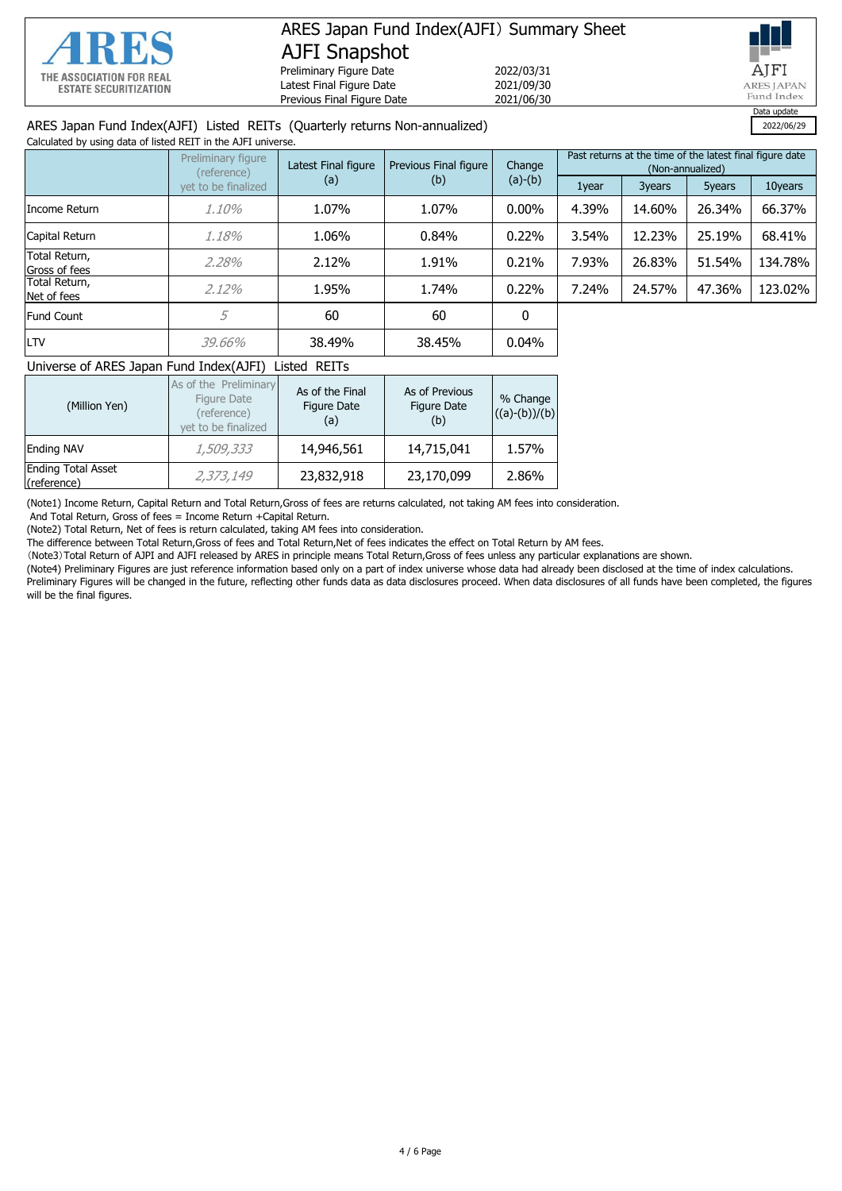# ARES Japan Fund Index(AJFI) Summary Sheet

## AJFI Snapshot

THE ASSOCIATION FOR REAL ESTATE SECURITIZATION

| | |
|---|---|
| Preliminary Figure Date | 2022/03/31 |
| Latest Final Figure Date | 2021/09/30 |
| Previous Final Figure Date | 2021/06/30 |

Data update: 2022/06/29

### ARES Japan Fund Index(AJFI) Listed REITs (Quarterly returns Non-annualized)

Calculated by using data of listed REIT in the AJFI universe.

| | Preliminary figure (reference) yet to be finalized | Latest Final figure (a) | Previous Final figure (b) | Change (a)-(b) | Past returns at the time of the latest final figure date (Non-annualized) | | | |
|---|---|---|---|---|---|---|---|---|
| | | | | | 1year | 3years | 5years | 10years |
| Income Return | *1.10%* | 1.07% | 1.07% | 0.00% | 4.39% | 14.60% | 26.34% | 66.37% |
| Capital Return | *1.18%* | 1.06% | 0.84% | 0.22% | 3.54% | 12.23% | 25.19% | 68.41% |
| Total Return, Gross of fees | *2.28%* | 2.12% | 1.91% | 0.21% | 7.93% | 26.83% | 51.54% | 134.78% |
| Total Return, Net of fees | *2.12%* | 1.95% | 1.74% | 0.22% | 7.24% | 24.57% | 47.36% | 123.02% |
| Fund Count | *5* | 60 | 60 | 0 | | | | |
| LTV | *39.66%* | 38.49% | 38.45% | 0.04% | | | | |

### Universe of ARES Japan Fund Index(AJFI) Listed REITs

| (Million Yen) | As of the Preliminary Figure Date (reference) yet to be finalized | As of the Final Figure Date (a) | As of Previous Figure Date (b) | % Change ((a)-(b))/(b) |
|---|---|---|---|---|
| Ending NAV | *1,509,333* | 14,946,561 | 14,715,041 | 1.57% |
| Ending Total Asset (reference) | *2,373,149* | 23,832,918 | 23,170,099 | 2.86% |

(Note1) Income Return, Capital Return and Total Return,Gross of fees are returns calculated, not taking AM fees into consideration.
And Total Return, Gross of fees = Income Return +Capital Return.

(Note2) Total Return, Net of fees is return calculated, taking AM fees into consideration.
The difference between Total Return,Gross of fees and Total Return,Net of fees indicates the effect on Total Return by AM fees.

(Note3) Total Return of AJPI and AJFI released by ARES in principle means Total Return,Gross of fees unless any particular explanations are shown.

(Note4) Preliminary Figures are just reference information based only on a part of index universe whose data had already been disclosed at the time of index calculations.
Preliminary Figures will be changed in the future, reflecting other funds data as data disclosures proceed. When data disclosures of all funds have been completed, the figures will be the final figures.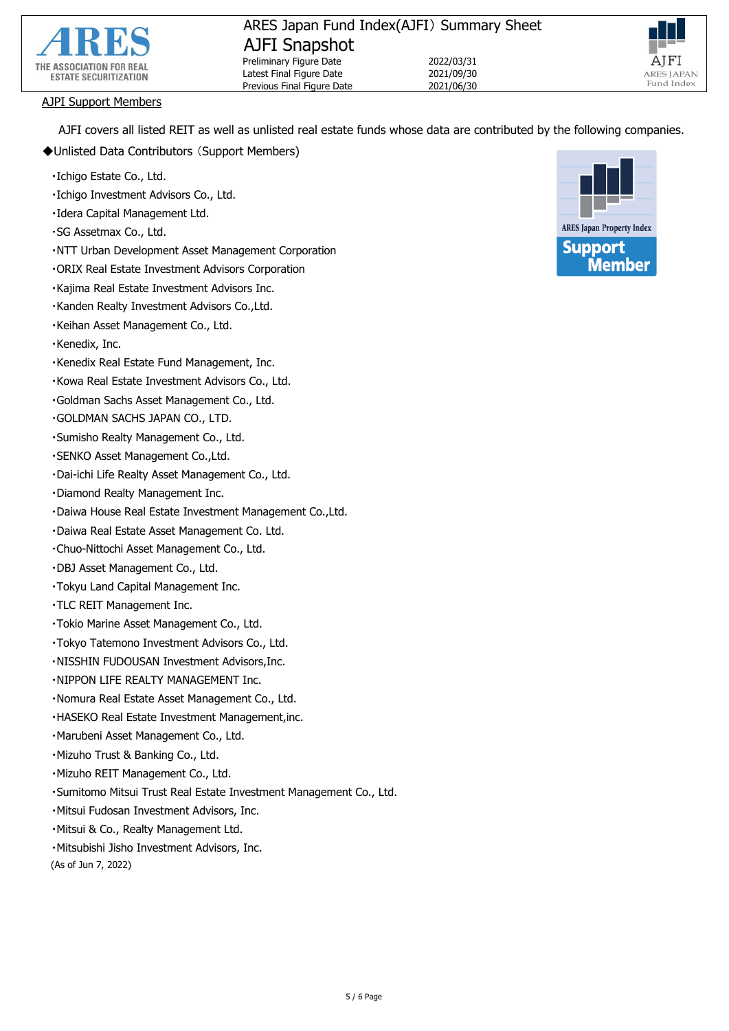ARES Japan Fund Index(AJFI) Summary Sheet

AJFI Snapshot

Preliminary Figure Date 2022/03/31
Latest Final Figure Date 2021/09/30
Previous Final Figure Date 2021/06/30

AJPI Support Members

AJFI covers all listed REIT as well as unlisted real estate funds whose data are contributed by the following companies.

◆Unlisted Data Contributors（Support Members)

- Ichigo Estate Co., Ltd.
- Ichigo Investment Advisors Co., Ltd.
- Idera Capital Management Ltd.
- SG Assetmax Co., Ltd.
- NTT Urban Development Asset Management Corporation
- ORIX Real Estate Investment Advisors Corporation
- Kajima Real Estate Investment Advisors Inc.
- Kanden Realty Investment Advisors Co.,Ltd.
- Keihan Asset Management Co., Ltd.
- Kenedix, Inc.
- Kenedix Real Estate Fund Management, Inc.
- Kowa Real Estate Investment Advisors Co., Ltd.
- Goldman Sachs Asset Management Co., Ltd.
- GOLDMAN SACHS JAPAN CO., LTD.
- Sumisho Realty Management Co., Ltd.
- SENKO Asset Management Co.,Ltd.
- Dai-ichi Life Realty Asset Management Co., Ltd.
- Diamond Realty Management Inc.
- Daiwa House Real Estate Investment Management Co.,Ltd.
- Daiwa Real Estate Asset Management Co. Ltd.
- Chuo-Nittochi Asset Management Co., Ltd.
- DBJ Asset Management Co., Ltd.
- Tokyu Land Capital Management Inc.
- TLC REIT Management Inc.
- Tokio Marine Asset Management Co., Ltd.
- Tokyo Tatemono Investment Advisors Co., Ltd.
- NISSHIN FUDOUSAN Investment Advisors,Inc.
- NIPPON LIFE REALTY MANAGEMENT Inc.
- Nomura Real Estate Asset Management Co., Ltd.
- HASEKO Real Estate Investment Management,inc.
- Marubeni Asset Management Co., Ltd.
- Mizuho Trust & Banking Co., Ltd.
- Mizuho REIT Management Co., Ltd.
- Sumitomo Mitsui Trust Real Estate Investment Management Co., Ltd.
- Mitsui Fudosan Investment Advisors, Inc.
- Mitsui & Co., Realty Management Ltd.
- Mitsubishi Jisho Investment Advisors, Inc.

(As of Jun 7, 2022)

ARES Japan Property Index
Support Member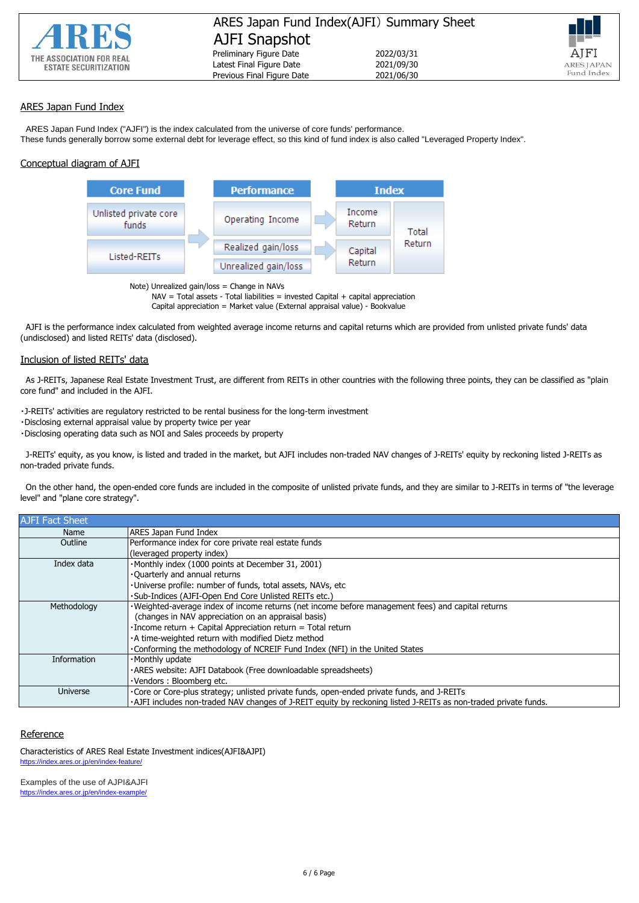# ARES Japan Fund Index(AJFI) Summary Sheet
## AJFI Snapshot

Preliminary Figure Date 2022/03/31
Latest Final Figure Date 2021/09/30
Previous Final Figure Date 2021/06/30

### ARES Japan Fund Index

ARES Japan Fund Index ("AJFI") is the index calculated from the universe of core funds' performance.
These funds generally borrow some external debt for leverage effect, so this kind of fund index is also called "Leveraged Property Index".

### Conceptual diagram of AJFI

Core Fund
Unlisted private core funds
Listed-REITs

Performance
Operating Income
Realized gain/loss
Unrealized gain/loss

Index
Income Return
Capital Return
Total Return

Note) Unrealized gain/loss = Change in NAVs
NAV = Total assets - Total liabilities = invested Capital + capital appreciation
Capital appreciation = Market value (External appraisal value) - Bookvalue

AJFI is the performance index calculated from weighted average income returns and capital returns which are provided from unlisted private funds' data (undisclosed) and listed REITs' data (disclosed).

### Inclusion of listed REITs' data

As J-REITs, Japanese Real Estate Investment Trust, are different from REITs in other countries with the following three points, they can be classified as "plain core fund" and included in the AJFI.

・J-REITs' activities are regulatory restricted to be rental business for the long-term investment
・Disclosing external appraisal value by property twice per year
・Disclosing operating data such as NOI and Sales proceeds by property

J-REITs' equity, as you know, is listed and traded in the market, but AJFI includes non-traded NAV changes of J-REITs' equity by reckoning listed J-REITs as non-traded private funds.

On the other hand, the open-ended core funds are included in the composite of unlisted private funds, and they are similar to J-REITs in terms of "the leverage level" and "plane core strategy".

### AJFI Fact Sheet

| | |
|---|---|
| Name | ARES Japan Fund Index |
| Outline | Performance index for core private real estate funds<br>(leveraged property index) |
| Index data | ・Monthly index (1000 points at December 31, 2001)<br>・Quarterly and annual returns<br>・Universe profile: number of funds, total assets, NAVs, etc<br>・Sub-Indices (AJFI-Open End Core Unlisted REITs etc.) |
| Methodology | ・Weighted-average index of income returns (net income before management fees) and capital returns (changes in NAV appreciation on an appraisal basis)<br>・Income return + Capital Appreciation return = Total return<br>・A time-weighted return with modified Dietz method<br>・Conforming the methodology of NCREIF Fund Index (NFI) in the United States |
| Information | ・Monthly update<br>・ARES website: AJFI Databook (Free downloadable spreadsheets)<br>・Vendors : Bloomberg etc. |
| Universe | ・Core or Core-plus strategy; unlisted private funds, open-ended private funds, and J-REITs<br>・AJFI includes non-traded NAV changes of J-REIT equity by reckoning listed J-REITs as non-traded private funds. |

### Reference

Characteristics of ARES Real Estate Investment indices(AJFI&AJPI)
https://index.ares.or.jp/en/index-feature/

Examples of the use of AJPI&AJFI
https://index.ares.or.jp/en/index-example/